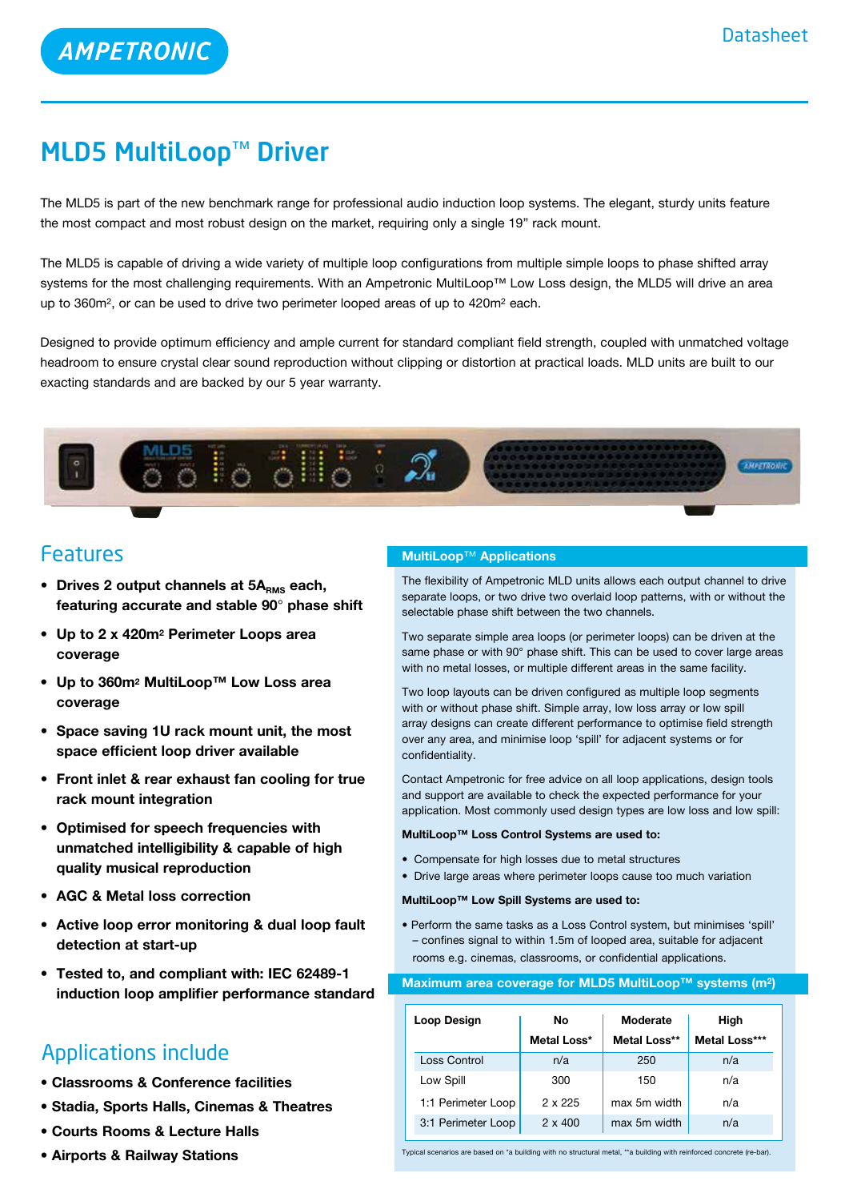# MLD5 MultiLoop™ Driver

The MLD5 is part of the new benchmark range for professional audio induction loop systems. The elegant, sturdy units feature the most compact and most robust design on the market, requiring only a single 19" rack mount.

The MLD5 is capable of driving a wide variety of multiple loop configurations from multiple simple loops to phase shifted array systems for the most challenging requirements. With an Ampetronic MultiLoop™ Low Loss design, the MLD5 will drive an area up to 360m², or can be used to drive two perimeter looped areas of up to 420m² each.

Designed to provide optimum efficiency and ample current for standard compliant field strength, coupled with unmatched voltage headroom to ensure crystal clear sound reproduction without clipping or distortion at practical loads. MLD units are built to our exacting standards and are backed by our 5 year warranty.

## Features

- **Drives 2 output channels at 5A$_{RMS}$ each, featuring accurate and stable 90° phase shift**
- **Up to 2 x 420m² Perimeter Loops area coverage**
- **Up to 360m² MultiLoop™ Low Loss area coverage**
- **Space saving 1U rack mount unit, the most space efficient loop driver available**
- **Front inlet & rear exhaust fan cooling for true rack mount integration**
- **Optimised for speech frequencies with unmatched intelligibility & capable of high quality musical reproduction**
- **AGC & Metal loss correction**
- **Active loop error monitoring & dual loop fault detection at start-up**
- **Tested to, and compliant with: IEC 62489-1 induction loop amplifier performance standard**

## Applications include

- **Classrooms & Conference facilities**
- **Stadia, Sports Halls, Cinemas & Theatres**
- **Courts Rooms & Lecture Halls**
- **Airports & Railway Stations**

### MultiLoop™ Applications

The flexibility of Ampetronic MLD units allows each output channel to drive separate loops, or two drive two overlaid loop patterns, with or without the selectable phase shift between the two channels.

Two separate simple area loops (or perimeter loops) can be driven at the same phase or with 90° phase shift. This can be used to cover large areas with no metal losses, or multiple different areas in the same facility.

Two loop layouts can be driven configured as multiple loop segments with or without phase shift. Simple array, low loss array or low spill array designs can create different performance to optimise field strength over any area, and minimise loop 'spill' for adjacent systems or for confidentiality.

Contact Ampetronic for free advice on all loop applications, design tools and support are available to check the expected performance for your application. Most commonly used design types are low loss and low spill:

**MultiLoop™ Loss Control Systems are used to:**

- Compensate for high losses due to metal structures
- Drive large areas where perimeter loops cause too much variation

**MultiLoop™ Low Spill Systems are used to:**

- Perform the same tasks as a Loss Control system, but minimises 'spill' – confines signal to within 1.5m of looped area, suitable for adjacent rooms e.g. cinemas, classrooms, or confidential applications.

### Maximum area coverage for MLD5 MultiLoop™ systems (m²)

| Loop Design | No Metal Loss* | Moderate Metal Loss** | High Metal Loss*** |
|---|---|---|---|
| Loss Control | n/a | 250 | n/a |
| Low Spill | 300 | 150 | n/a |
| 1:1 Perimeter Loop | 2 x 225 | max 5m width | n/a |
| 3:1 Perimeter Loop | 2 x 400 | max 5m width | n/a |

Typical scenarios are based on *a building with no structural metal, **a building with reinforced concrete (re-bar).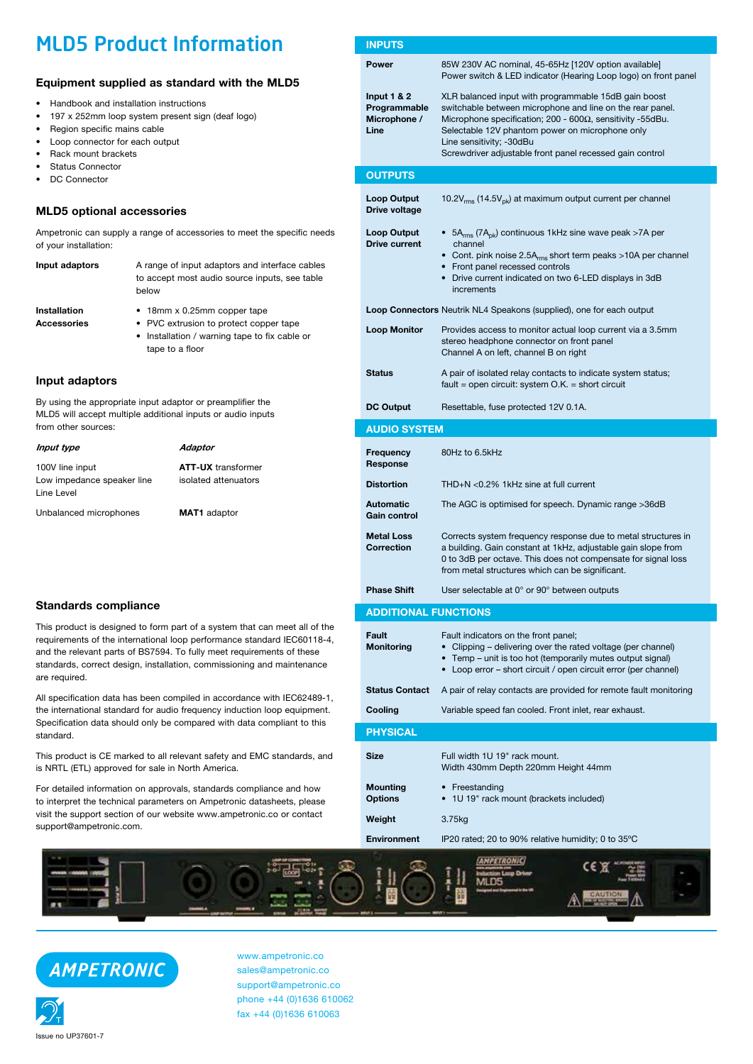# MLD5 Product Information

## Equipment supplied as standard with the MLD5

- Handbook and installation instructions
- 197 x 252mm loop system present sign (deaf logo)
- Region specific mains cable
- Loop connector for each output
- Rack mount brackets
- Status Connector
- DC Connector

## MLD5 optional accessories

Ampetronic can supply a range of accessories to meet the specific needs of your installation:

| | |
|---|---|
| **Input adaptors** | A range of input adaptors and interface cables to accept most audio source inputs, see table below |
| **Installation Accessories** | • 18mm x 0.25mm copper tape<br>• PVC extrusion to protect copper tape<br>• Installation / warning tape to fix cable or tape to a floor |

## Input adaptors

By using the appropriate input adaptor or preamplifier the MLD5 will accept multiple additional inputs or audio inputs from other sources:

| *Input type* | *Adaptor* |
|---|---|
| 100V line input<br>Low impedance speaker line<br>Line Level | **ATT-UX** transformer isolated attenuators |
| Unbalanced microphones | **MAT1** adaptor |

## Standards compliance

This product is designed to form part of a system that can meet all of the requirements of the international loop performance standard IEC60118-4, and the relevant parts of BS7594. To fully meet requirements of these standards, correct design, installation, commissioning and maintenance are required.

All specification data has been compiled in accordance with IEC62489-1, the international standard for audio frequency induction loop equipment. Specification data should only be compared with data compliant to this standard.

This product is CE marked to all relevant safety and EMC standards, and is NRTL (ETL) approved for sale in North America.

For detailed information on approvals, standards compliance and how to interpret the technical parameters on Ampetronic datasheets, please visit the support section of our website www.ampetronic.co or contact support@ampetronic.com.

## INPUTS

| | |
|---|---|
| **Power** | 85W 230V AC nominal, 45-65Hz [120V option available]<br>Power switch & LED indicator (Hearing Loop logo) on front panel |
| **Input 1 & 2 Programmable Microphone / Line** | XLR balanced input with programmable 15dB gain boost switchable between microphone and line on the rear panel.<br>Microphone specification; 200 - 600Ω, sensitivity -55dBu.<br>Selectable 12V phantom power on microphone only<br>Line sensitivity; -30dBu<br>Screwdriver adjustable front panel recessed gain control |

## OUTPUTS

| | |
|---|---|
| **Loop Output Drive voltage** | 10.2$V_{rms}$ (14.5$V_{pk}$) at maximum output current per channel |
| **Loop Output Drive current** | • 5$A_{rms}$ (7$A_{pk}$) continuous 1kHz sine wave peak >7A per channel<br>• Cont. pink noise 2.5$A_{rms}$ short term peaks >10A per channel<br>• Front panel recessed controls<br>• Drive current indicated on two 6-LED displays in 3dB increments |
| **Loop Connectors** | Neutrik NL4 Speakons (supplied), one for each output |
| **Loop Monitor** | Provides access to monitor actual loop current via a 3.5mm stereo headphone connector on front panel<br>Channel A on left, channel B on right |
| **Status** | A pair of isolated relay contacts to indicate system status; fault = open circuit: system O.K. = short circuit |
| **DC Output** | Resettable, fuse protected 12V 0.1A. |

## AUDIO SYSTEM

| | |
|---|---|
| **Frequency Response** | 80Hz to 6.5kHz |
| **Distortion** | THD+N <0.2% 1kHz sine at full current |
| **Automatic Gain control** | The AGC is optimised for speech. Dynamic range >36dB |
| **Metal Loss Correction** | Corrects system frequency response due to metal structures in a building. Gain constant at 1kHz, adjustable gain slope from 0 to 3dB per octave. This does not compensate for signal loss from metal structures which can be significant. |
| **Phase Shift** | User selectable at 0° or 90° between outputs |

## ADDITIONAL FUNCTIONS

| | |
|---|---|
| **Fault Monitoring** | Fault indicators on the front panel;<br>• Clipping – delivering over the rated voltage (per channel)<br>• Temp – unit is too hot (temporarily mutes output signal)<br>• Loop error – short circuit / open circuit error (per channel) |
| **Status Contact** | A pair of relay contacts are provided for remote fault monitoring |
| **Cooling** | Variable speed fan cooled. Front inlet, rear exhaust. |

## PHYSICAL

| | |
|---|---|
| **Size** | Full width 1U 19" rack mount.<br>Width 430mm Depth 220mm Height 44mm |
| **Mounting Options** | • Freestanding<br>• 1U 19" rack mount (brackets included) |
| **Weight** | 3.75kg |
| **Environment** | IP20 rated; 20 to 90% relative humidity; 0 to 35ºC |

AMPETRONIC

www.ampetronic.co
sales@ampetronic.co
support@ampetronic.co
phone +44 (0)1636 610062
fax +44 (0)1636 610063

Issue no UP37601-7